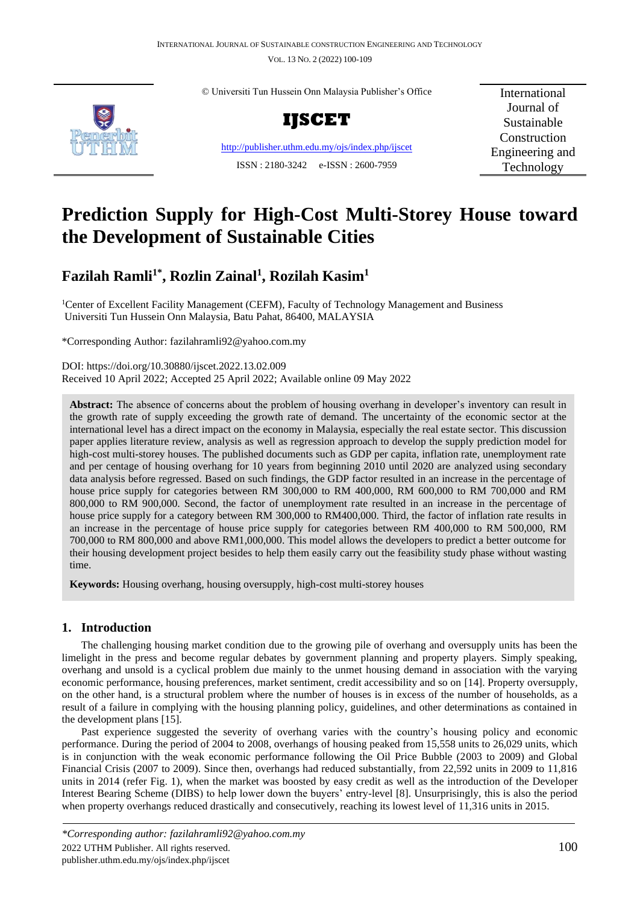© Universiti Tun Hussein Onn Malaysia Publisher's Office

**IJSCET**

http://publisher.uthm.edu.my/ojs/index.php/ijscet

ISSN : 2180-3242 e-ISSN : 2600-7959

International Journal of Sustainable Construction Engineering and Technology

# Prediction Supply for High-Cost Multi-Storey House toward the Development of Sustainable Cities

**Fazilah Ramli[1*], Rozlin Zainal[1], Rozilah Kasim[1]**

[1]Center of Excellent Facility Management (CEFM), Faculty of Technology Management and Business Universiti Tun Hussein Onn Malaysia, Batu Pahat, 86400, MALAYSIA

*Corresponding Author: fazilahramli92@yahoo.com.my

DOI: https://doi.org/10.30880/ijscet.2022.13.02.009

Received 10 April 2022; Accepted 25 April 2022; Available online 09 May 2022

**Abstract:** The absence of concerns about the problem of housing overhang in developer's inventory can result in the growth rate of supply exceeding the growth rate of demand. The uncertainty of the economic sector at the international level has a direct impact on the economy in Malaysia, especially the real estate sector. This discussion paper applies literature review, analysis as well as regression approach to develop the supply prediction model for high-cost multi-storey houses. The published documents such as GDP per capita, inflation rate, unemployment rate and per centage of housing overhang for 10 years from beginning 2010 until 2020 are analyzed using secondary data analysis before regressed. Based on such findings, the GDP factor resulted in an increase in the percentage of house price supply for categories between RM 300,000 to RM 400,000, RM 600,000 to RM 700,000 and RM 800,000 to RM 900,000. Second, the factor of unemployment rate resulted in an increase in the percentage of house price supply for a category between RM 300,000 to RM400,000. Third, the factor of inflation rate results in an increase in the percentage of house price supply for categories between RM 400,000 to RM 500,000, RM 700,000 to RM 800,000 and above RM1,000,000. This model allows the developers to predict a better outcome for their housing development project besides to help them easily carry out the feasibility study phase without wasting time.

**Keywords:** Housing overhang, housing oversupply, high-cost multi-storey houses

## 1. Introduction

The challenging housing market condition due to the growing pile of overhang and oversupply units has been the limelight in the press and become regular debates by government planning and property players. Simply speaking, overhang and unsold is a cyclical problem due mainly to the unmet housing demand in association with the varying economic performance, housing preferences, market sentiment, credit accessibility and so on [14]. Property oversupply, on the other hand, is a structural problem where the number of houses is in excess of the number of households, as a result of a failure in complying with the housing planning policy, guidelines, and other determinations as contained in the development plans [15].

Past experience suggested the severity of overhang varies with the country's housing policy and economic performance. During the period of 2004 to 2008, overhangs of housing peaked from 15,558 units to 26,029 units, which is in conjunction with the weak economic performance following the Oil Price Bubble (2003 to 2009) and Global Financial Crisis (2007 to 2009). Since then, overhangs had reduced substantially, from 22,592 units in 2009 to 11,816 units in 2014 (refer Fig. 1), when the market was boosted by easy credit as well as the introduction of the Developer Interest Bearing Scheme (DIBS) to help lower down the buyers' entry-level [8]. Unsurprisingly, this is also the period when property overhangs reduced drastically and consecutively, reaching its lowest level of 11,316 units in 2015.

*Corresponding author: fazilahramli92@yahoo.com.my
2022 UTHM Publisher. All rights reserved.
publisher.uthm.edu.my/ojs/index.php/ijscet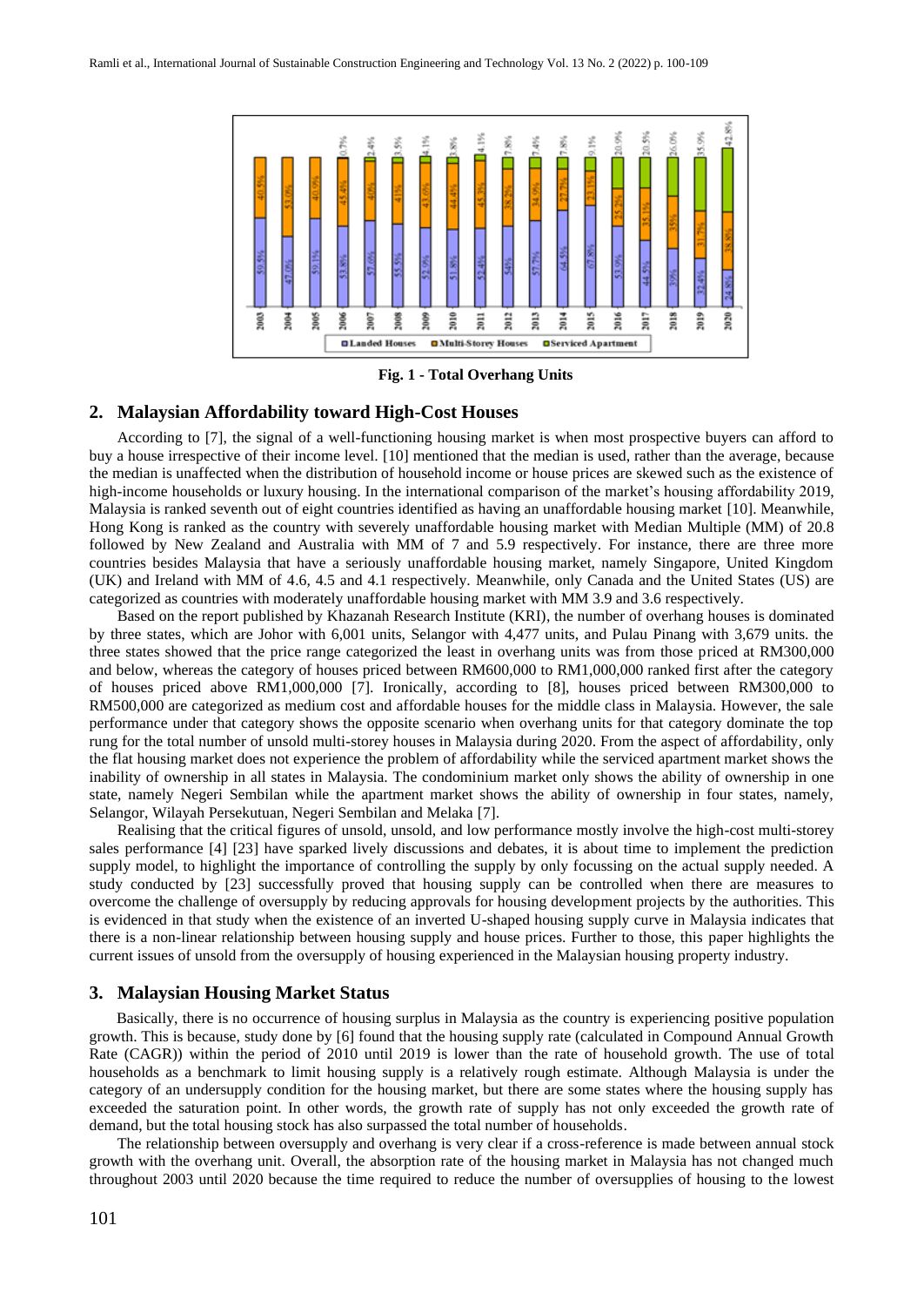Fig. 1 - Total Overhang Units

## 2. Malaysian Affordability toward High-Cost Houses

According to [7], the signal of a well-functioning housing market is when most prospective buyers can afford to buy a house irrespective of their income level. [10] mentioned that the median is used, rather than the average, because the median is unaffected when the distribution of household income or house prices are skewed such as the existence of high-income households or luxury housing. In the international comparison of the market's housing affordability 2019, Malaysia is ranked seventh out of eight countries identified as having an unaffordable housing market [10]. Meanwhile, Hong Kong is ranked as the country with severely unaffordable housing market with Median Multiple (MM) of 20.8 followed by New Zealand and Australia with MM of 7 and 5.9 respectively. For instance, there are three more countries besides Malaysia that have a seriously unaffordable housing market, namely Singapore, United Kingdom (UK) and Ireland with MM of 4.6, 4.5 and 4.1 respectively. Meanwhile, only Canada and the United States (US) are categorized as countries with moderately unaffordable housing market with MM 3.9 and 3.6 respectively.

Based on the report published by Khazanah Research Institute (KRI), the number of overhang houses is dominated by three states, which are Johor with 6,001 units, Selangor with 4,477 units, and Pulau Pinang with 3,679 units. the three states showed that the price range categorized the least in overhang units was from those priced at RM300,000 and below, whereas the category of houses priced between RM600,000 to RM1,000,000 ranked first after the category of houses priced above RM1,000,000 [7]. Ironically, according to [8], houses priced between RM300,000 to RM500,000 are categorized as medium cost and affordable houses for the middle class in Malaysia. However, the sale performance under that category shows the opposite scenario when overhang units for that category dominate the top rung for the total number of unsold multi-storey houses in Malaysia during 2020. From the aspect of affordability, only the flat housing market does not experience the problem of affordability while the serviced apartment market shows the inability of ownership in all states in Malaysia. The condominium market only shows the ability of ownership in one state, namely Negeri Sembilan while the apartment market shows the ability of ownership in four states, namely, Selangor, Wilayah Persekutuan, Negeri Sembilan and Melaka [7].

Realising that the critical figures of unsold, unsold, and low performance mostly involve the high-cost multi-storey sales performance [4] [23] have sparked lively discussions and debates, it is about time to implement the prediction supply model, to highlight the importance of controlling the supply by only focussing on the actual supply needed. A study conducted by [23] successfully proved that housing supply can be controlled when there are measures to overcome the challenge of oversupply by reducing approvals for housing development projects by the authorities. This is evidenced in that study when the existence of an inverted U-shaped housing supply curve in Malaysia indicates that there is a non-linear relationship between housing supply and house prices. Further to those, this paper highlights the current issues of unsold from the oversupply of housing experienced in the Malaysian housing property industry.

## 3. Malaysian Housing Market Status

Basically, there is no occurrence of housing surplus in Malaysia as the country is experiencing positive population growth. This is because, study done by [6] found that the housing supply rate (calculated in Compound Annual Growth Rate (CAGR)) within the period of 2010 until 2019 is lower than the rate of household growth. The use of total households as a benchmark to limit housing supply is a relatively rough estimate. Although Malaysia is under the category of an undersupply condition for the housing market, but there are some states where the housing supply has exceeded the saturation point. In other words, the growth rate of supply has not only exceeded the growth rate of demand, but the total housing stock has also surpassed the total number of households.

The relationship between oversupply and overhang is very clear if a cross-reference is made between annual stock growth with the overhang unit. Overall, the absorption rate of the housing market in Malaysia has not changed much throughout 2003 until 2020 because the time required to reduce the number of oversupplies of housing to the lowest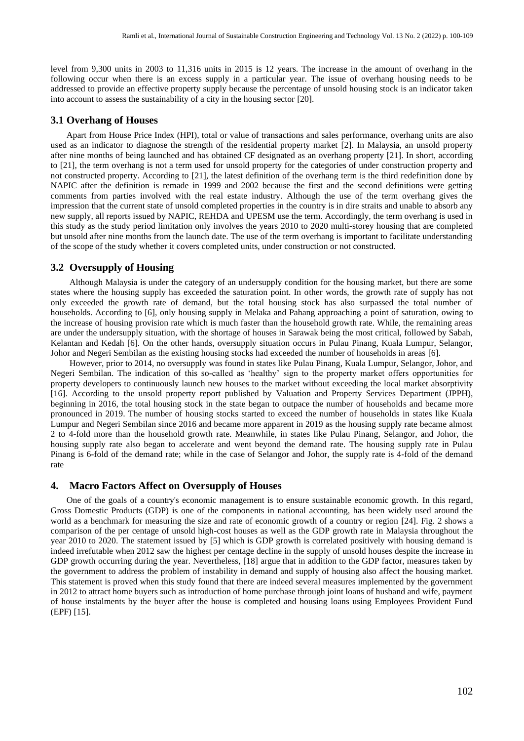level from 9,300 units in 2003 to 11,316 units in 2015 is 12 years. The increase in the amount of overhang in the following occur when there is an excess supply in a particular year. The issue of overhang housing needs to be addressed to provide an effective property supply because the percentage of unsold housing stock is an indicator taken into account to assess the sustainability of a city in the housing sector [20].

### 3.1 Overhang of Houses

Apart from House Price Index (HPI), total or value of transactions and sales performance, overhang units are also used as an indicator to diagnose the strength of the residential property market [2]. In Malaysia, an unsold property after nine months of being launched and has obtained CF designated as an overhang property [21]. In short, according to [21], the term overhang is not a term used for unsold property for the categories of under construction property and not constructed property. According to [21], the latest definition of the overhang term is the third redefinition done by NAPIC after the definition is remade in 1999 and 2002 because the first and the second definitions were getting comments from parties involved with the real estate industry. Although the use of the term overhang gives the impression that the current state of unsold completed properties in the country is in dire straits and unable to absorb any new supply, all reports issued by NAPIC, REHDA and UPESM use the term. Accordingly, the term overhang is used in this study as the study period limitation only involves the years 2010 to 2020 multi-storey housing that are completed but unsold after nine months from the launch date. The use of the term overhang is important to facilitate understanding of the scope of the study whether it covers completed units, under construction or not constructed.

### 3.2 Oversupply of Housing

Although Malaysia is under the category of an undersupply condition for the housing market, but there are some states where the housing supply has exceeded the saturation point. In other words, the growth rate of supply has not only exceeded the growth rate of demand, but the total housing stock has also surpassed the total number of households. According to [6], only housing supply in Melaka and Pahang approaching a point of saturation, owing to the increase of housing provision rate which is much faster than the household growth rate. While, the remaining areas are under the undersupply situation, with the shortage of houses in Sarawak being the most critical, followed by Sabah, Kelantan and Kedah [6]. On the other hands, oversupply situation occurs in Pulau Pinang, Kuala Lumpur, Selangor, Johor and Negeri Sembilan as the existing housing stocks had exceeded the number of households in areas [6].

However, prior to 2014, no oversupply was found in states like Pulau Pinang, Kuala Lumpur, Selangor, Johor, and Negeri Sembilan. The indication of this so-called as 'healthy' sign to the property market offers opportunities for property developers to continuously launch new houses to the market without exceeding the local market absorptivity [16]. According to the unsold property report published by Valuation and Property Services Department (JPPH), beginning in 2016, the total housing stock in the state began to outpace the number of households and became more pronounced in 2019. The number of housing stocks started to exceed the number of households in states like Kuala Lumpur and Negeri Sembilan since 2016 and became more apparent in 2019 as the housing supply rate became almost 2 to 4-fold more than the household growth rate. Meanwhile, in states like Pulau Pinang, Selangor, and Johor, the housing supply rate also began to accelerate and went beyond the demand rate. The housing supply rate in Pulau Pinang is 6-fold of the demand rate; while in the case of Selangor and Johor, the supply rate is 4-fold of the demand rate

## 4. Macro Factors Affect on Oversupply of Houses

One of the goals of a country's economic management is to ensure sustainable economic growth. In this regard, Gross Domestic Products (GDP) is one of the components in national accounting, has been widely used around the world as a benchmark for measuring the size and rate of economic growth of a country or region [24]. Fig. 2 shows a comparison of the per centage of unsold high-cost houses as well as the GDP growth rate in Malaysia throughout the year 2010 to 2020. The statement issued by [5] which is GDP growth is correlated positively with housing demand is indeed irrefutable when 2012 saw the highest per centage decline in the supply of unsold houses despite the increase in GDP growth occurring during the year. Nevertheless, [18] argue that in addition to the GDP factor, measures taken by the government to address the problem of instability in demand and supply of housing also affect the housing market. This statement is proved when this study found that there are indeed several measures implemented by the government in 2012 to attract home buyers such as introduction of home purchase through joint loans of husband and wife, payment of house instalments by the buyer after the house is completed and housing loans using Employees Provident Fund (EPF) [15].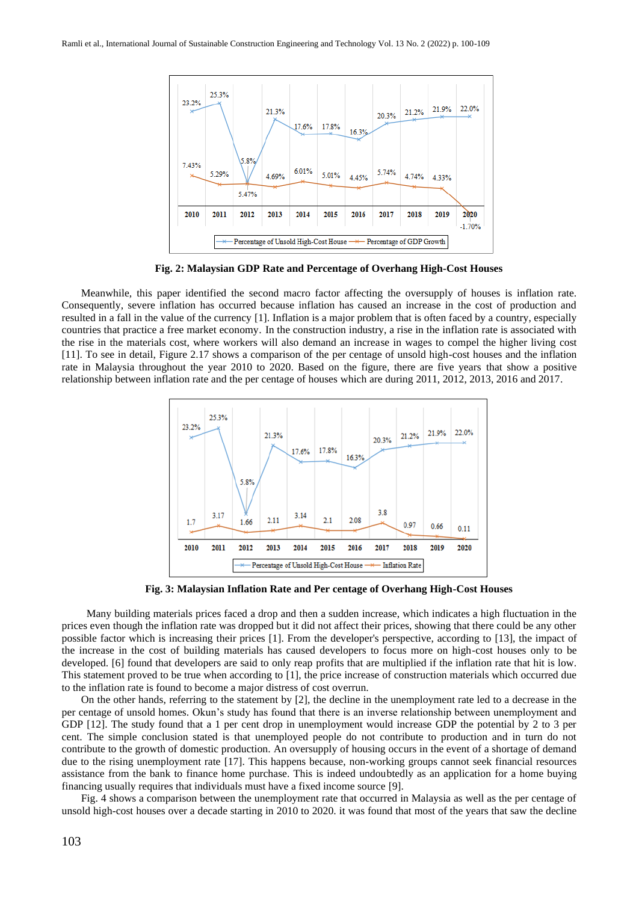Fig. 2: Malaysian GDP Rate and Percentage of Overhang High-Cost Houses

Meanwhile, this paper identified the second macro factor affecting the oversupply of houses is inflation rate. Consequently, severe inflation has occurred because inflation has caused an increase in the cost of production and resulted in a fall in the value of the currency [1]. Inflation is a major problem that is often faced by a country, especially countries that practice a free market economy. In the construction industry, a rise in the inflation rate is associated with the rise in the materials cost, where workers will also demand an increase in wages to compel the higher living cost [11]. To see in detail, Figure 2.17 shows a comparison of the per centage of unsold high-cost houses and the inflation rate in Malaysia throughout the year 2010 to 2020. Based on the figure, there are five years that show a positive relationship between inflation rate and the per centage of houses which are during 2011, 2012, 2013, 2016 and 2017.

Fig. 3: Malaysian Inflation Rate and Per centage of Overhang High-Cost Houses

Many building materials prices faced a drop and then a sudden increase, which indicates a high fluctuation in the prices even though the inflation rate was dropped but it did not affect their prices, showing that there could be any other possible factor which is increasing their prices [1]. From the developer's perspective, according to [13], the impact of the increase in the cost of building materials has caused developers to focus more on high-cost houses only to be developed. [6] found that developers are said to only reap profits that are multiplied if the inflation rate that hit is low. This statement proved to be true when according to [1], the price increase of construction materials which occurred due to the inflation rate is found to become a major distress of cost overrun.

On the other hands, referring to the statement by [2], the decline in the unemployment rate led to a decrease in the per centage of unsold homes. Okun's study has found that there is an inverse relationship between unemployment and GDP [12]. The study found that a 1 per cent drop in unemployment would increase GDP the potential by 2 to 3 per cent. The simple conclusion stated is that unemployed people do not contribute to production and in turn do not contribute to the growth of domestic production. An oversupply of housing occurs in the event of a shortage of demand due to the rising unemployment rate [17]. This happens because, non-working groups cannot seek financial resources assistance from the bank to finance home purchase. This is indeed undoubtedly as an application for a home buying financing usually requires that individuals must have a fixed income source [9].

Fig. 4 shows a comparison between the unemployment rate that occurred in Malaysia as well as the per centage of unsold high-cost houses over a decade starting in 2010 to 2020. it was found that most of the years that saw the decline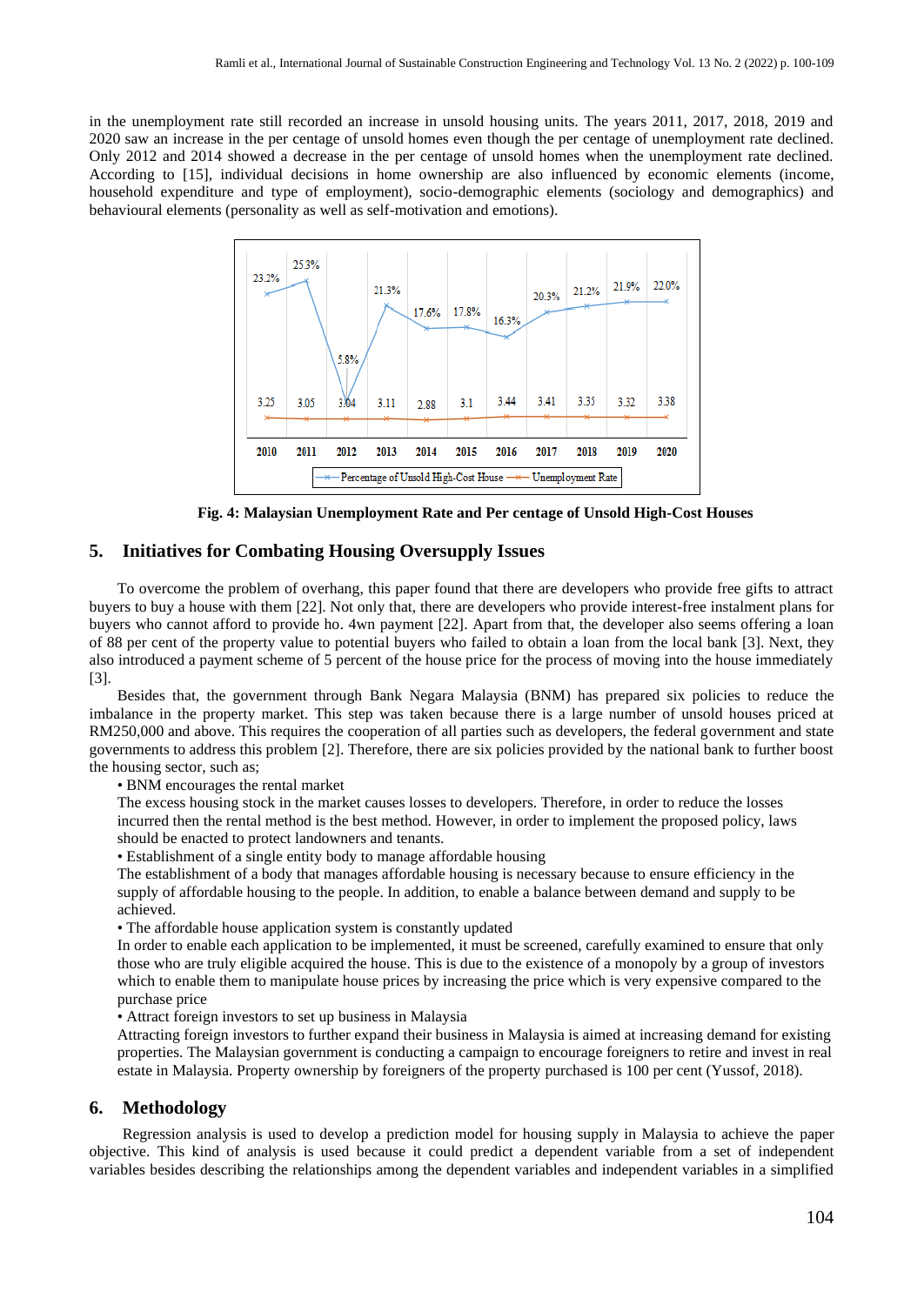in the unemployment rate still recorded an increase in unsold housing units. The years 2011, 2017, 2018, 2019 and 2020 saw an increase in the per centage of unsold homes even though the per centage of unemployment rate declined. Only 2012 and 2014 showed a decrease in the per centage of unsold homes when the unemployment rate declined. According to [15], individual decisions in home ownership are also influenced by economic elements (income, household expenditure and type of employment), socio-demographic elements (sociology and demographics) and behavioural elements (personality as well as self-motivation and emotions).

| | 2010 | 2011 | 2012 | 2013 | 2014 | 2015 | 2016 | 2017 | 2018 | 2019 | 2020 |
|---|---|---|---|---|---|---|---|---|---|---|---|
| Percentage of Unsold High-Cost House | 23.2% | 25.3% | 5.8% | 21.3% | 17.6% | 17.8% | 16.3% | 20.3% | 21.2% | 21.9% | 22.0% |
| Unemployment Rate | 3.25 | 3.05 | 3.04 | 3.11 | 2.88 | 3.1 | 3.44 | 3.41 | 3.35 | 3.32 | 3.38 |

**Fig. 4: Malaysian Unemployment Rate and Per centage of Unsold High-Cost Houses**

## 5. Initiatives for Combating Housing Oversupply Issues

To overcome the problem of overhang, this paper found that there are developers who provide free gifts to attract buyers to buy a house with them [22]. Not only that, there are developers who provide interest-free instalment plans for buyers who cannot afford to provide ho. 4wn payment [22]. Apart from that, the developer also seems offering a loan of 88 per cent of the property value to potential buyers who failed to obtain a loan from the local bank [3]. Next, they also introduced a payment scheme of 5 percent of the house price for the process of moving into the house immediately [3].

Besides that, the government through Bank Negara Malaysia (BNM) has prepared six policies to reduce the imbalance in the property market. This step was taken because there is a large number of unsold houses priced at RM250,000 and above. This requires the cooperation of all parties such as developers, the federal government and state governments to address this problem [2]. Therefore, there are six policies provided by the national bank to further boost the housing sector, such as;

- BNM encourages the rental market

  The excess housing stock in the market causes losses to developers. Therefore, in order to reduce the losses incurred then the rental method is the best method. However, in order to implement the proposed policy, laws should be enacted to protect landowners and tenants.

- Establishment of a single entity body to manage affordable housing

  The establishment of a body that manages affordable housing is necessary because to ensure efficiency in the supply of affordable housing to the people. In addition, to enable a balance between demand and supply to be achieved.

- The affordable house application system is constantly updated

  In order to enable each application to be implemented, it must be screened, carefully examined to ensure that only those who are truly eligible acquired the house. This is due to the existence of a monopoly by a group of investors which to enable them to manipulate house prices by increasing the price which is very expensive compared to the purchase price

- Attract foreign investors to set up business in Malaysia

  Attracting foreign investors to further expand their business in Malaysia is aimed at increasing demand for existing properties. The Malaysian government is conducting a campaign to encourage foreigners to retire and invest in real estate in Malaysia. Property ownership by foreigners of the property purchased is 100 per cent (Yussof, 2018).

## 6. Methodology

Regression analysis is used to develop a prediction model for housing supply in Malaysia to achieve the paper objective. This kind of analysis is used because it could predict a dependent variable from a set of independent variables besides describing the relationships among the dependent variables and independent variables in a simplified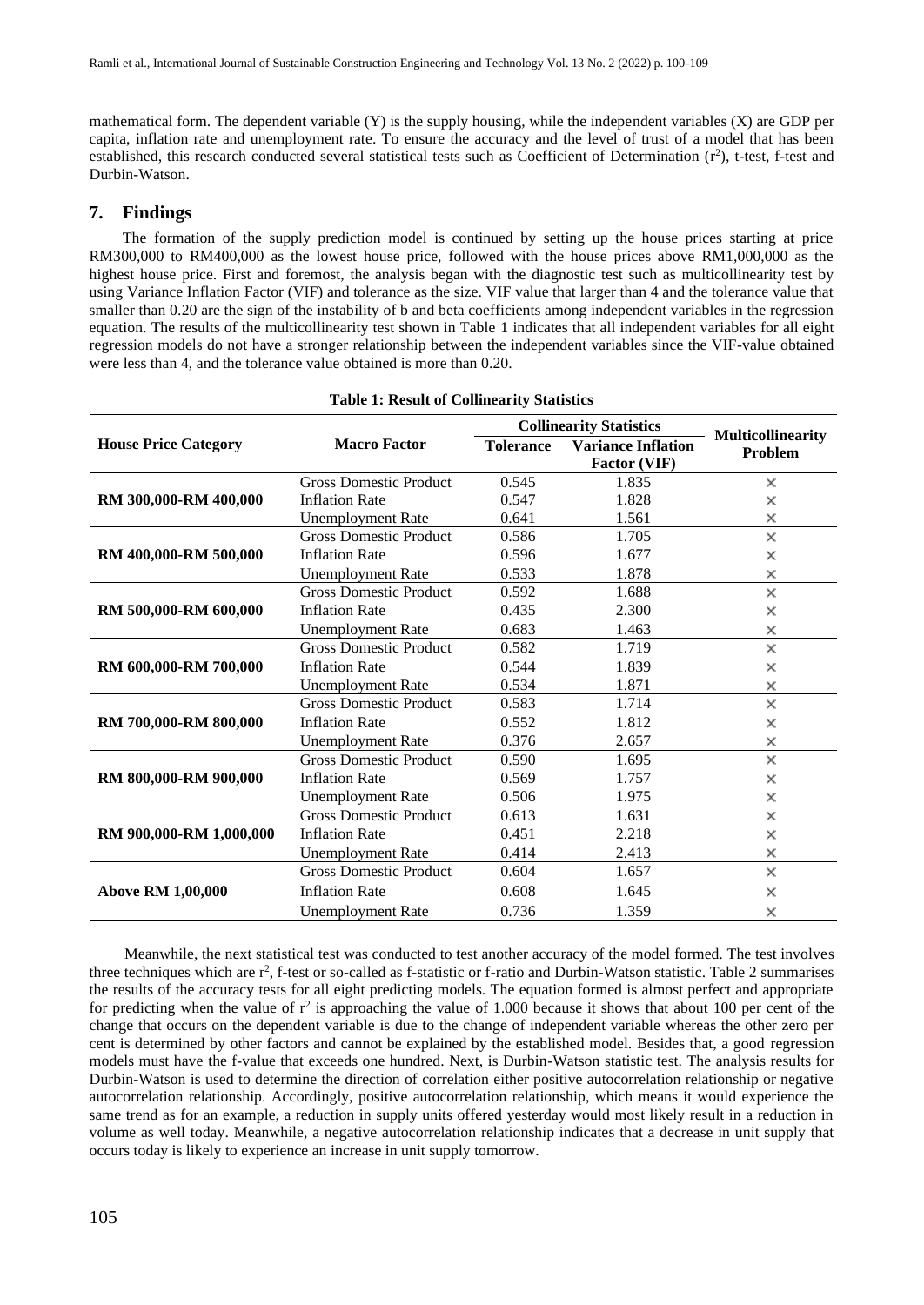mathematical form. The dependent variable (Y) is the supply housing, while the independent variables (X) are GDP per capita, inflation rate and unemployment rate. To ensure the accuracy and the level of trust of a model that has been established, this research conducted several statistical tests such as Coefficient of Determination ($r^2$), t-test, f-test and Durbin-Watson.

## 7. Findings

The formation of the supply prediction model is continued by setting up the house prices starting at price RM300,000 to RM400,000 as the lowest house price, followed with the house prices above RM1,000,000 as the highest house price. First and foremost, the analysis began with the diagnostic test such as multicollinearity test by using Variance Inflation Factor (VIF) and tolerance as the size. VIF value that larger than 4 and the tolerance value that smaller than 0.20 are the sign of the instability of b and beta coefficients among independent variables in the regression equation. The results of the multicollinearity test shown in Table 1 indicates that all independent variables for all eight regression models do not have a stronger relationship between the independent variables since the VIF-value obtained were less than 4, and the tolerance value obtained is more than 0.20.

**Table 1: Result of Collinearity Statistics**

| House Price Category | Macro Factor | Collinearity Statistics | | Multicollinearity Problem |
|---|---|---|---|---|
| | | Tolerance | Variance Inflation Factor (VIF) | |
| RM 300,000-RM 400,000 | Gross Domestic Product | 0.545 | 1.835 | × |
| | Inflation Rate | 0.547 | 1.828 | × |
| | Unemployment Rate | 0.641 | 1.561 | × |
| RM 400,000-RM 500,000 | Gross Domestic Product | 0.586 | 1.705 | × |
| | Inflation Rate | 0.596 | 1.677 | × |
| | Unemployment Rate | 0.533 | 1.878 | × |
| RM 500,000-RM 600,000 | Gross Domestic Product | 0.592 | 1.688 | × |
| | Inflation Rate | 0.435 | 2.300 | × |
| | Unemployment Rate | 0.683 | 1.463 | × |
| RM 600,000-RM 700,000 | Gross Domestic Product | 0.582 | 1.719 | × |
| | Inflation Rate | 0.544 | 1.839 | × |
| | Unemployment Rate | 0.534 | 1.871 | × |
| RM 700,000-RM 800,000 | Gross Domestic Product | 0.583 | 1.714 | × |
| | Inflation Rate | 0.552 | 1.812 | × |
| | Unemployment Rate | 0.376 | 2.657 | × |
| RM 800,000-RM 900,000 | Gross Domestic Product | 0.590 | 1.695 | × |
| | Inflation Rate | 0.569 | 1.757 | × |
| | Unemployment Rate | 0.506 | 1.975 | × |
| RM 900,000-RM 1,000,000 | Gross Domestic Product | 0.613 | 1.631 | × |
| | Inflation Rate | 0.451 | 2.218 | × |
| | Unemployment Rate | 0.414 | 2.413 | × |
| Above RM 1,00,000 | Gross Domestic Product | 0.604 | 1.657 | × |
| | Inflation Rate | 0.608 | 1.645 | × |
| | Unemployment Rate | 0.736 | 1.359 | × |

Meanwhile, the next statistical test was conducted to test another accuracy of the model formed. The test involves three techniques which are $r^2$, f-test or so-called as f-statistic or f-ratio and Durbin-Watson statistic. Table 2 summarises the results of the accuracy tests for all eight predicting models. The equation formed is almost perfect and appropriate for predicting when the value of $r^2$ is approaching the value of 1.000 because it shows that about 100 per cent of the change that occurs on the dependent variable is due to the change of independent variable whereas the other zero per cent is determined by other factors and cannot be explained by the established model. Besides that, a good regression models must have the f-value that exceeds one hundred. Next, is Durbin-Watson statistic test. The analysis results for Durbin-Watson is used to determine the direction of correlation either positive autocorrelation relationship or negative autocorrelation relationship. Accordingly, positive autocorrelation relationship, which means it would experience the same trend as for an example, a reduction in supply units offered yesterday would most likely result in a reduction in volume as well today. Meanwhile, a negative autocorrelation relationship indicates that a decrease in unit supply that occurs today is likely to experience an increase in unit supply tomorrow.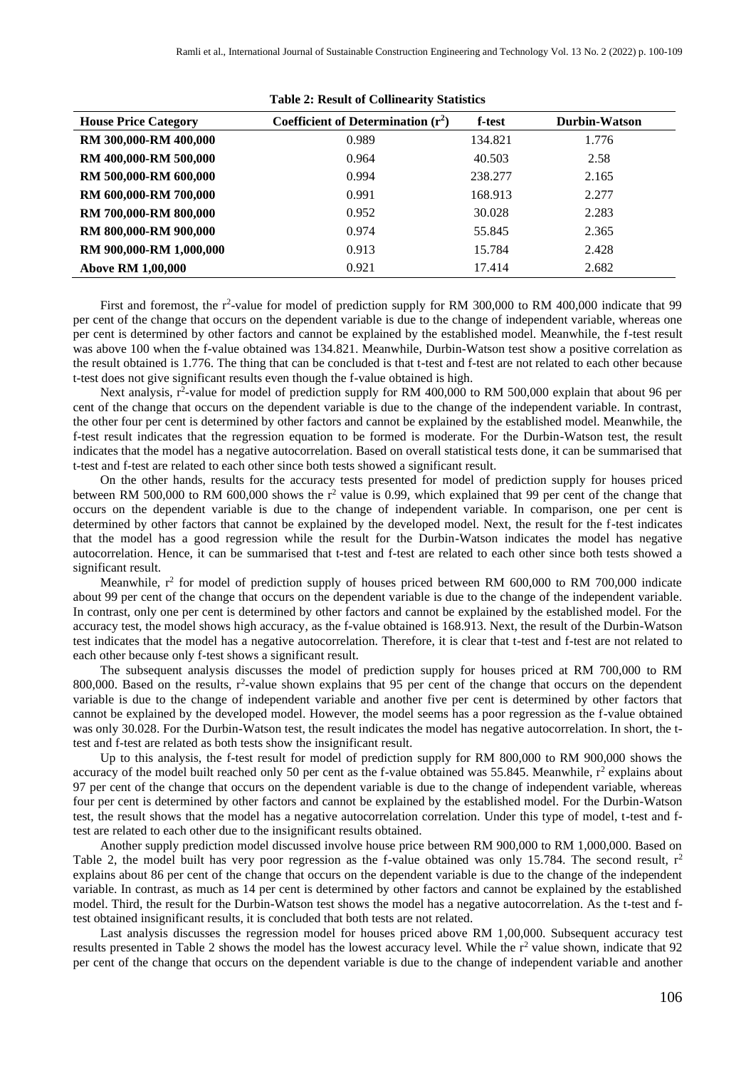**Table 2: Result of Collinearity Statistics**

| House Price Category | Coefficient of Determination ($r^2$) | f-test | Durbin-Watson |
|---|---|---|---|
| **RM 300,000-RM 400,000** | 0.989 | 134.821 | 1.776 |
| **RM 400,000-RM 500,000** | 0.964 | 40.503 | 2.58 |
| **RM 500,000-RM 600,000** | 0.994 | 238.277 | 2.165 |
| **RM 600,000-RM 700,000** | 0.991 | 168.913 | 2.277 |
| **RM 700,000-RM 800,000** | 0.952 | 30.028 | 2.283 |
| **RM 800,000-RM 900,000** | 0.974 | 55.845 | 2.365 |
| **RM 900,000-RM 1,000,000** | 0.913 | 15.784 | 2.428 |
| **Above RM 1,00,000** | 0.921 | 17.414 | 2.682 |

First and foremost, the $r^2$-value for model of prediction supply for RM 300,000 to RM 400,000 indicate that 99 per cent of the change that occurs on the dependent variable is due to the change of independent variable, whereas one per cent is determined by other factors and cannot be explained by the established model. Meanwhile, the f-test result was above 100 when the f-value obtained was 134.821. Meanwhile, Durbin-Watson test show a positive correlation as the result obtained is 1.776. The thing that can be concluded is that t-test and f-test are not related to each other because t-test does not give significant results even though the f-value obtained is high.

Next analysis, $r^2$-value for model of prediction supply for RM 400,000 to RM 500,000 explain that about 96 per cent of the change that occurs on the dependent variable is due to the change of the independent variable. In contrast, the other four per cent is determined by other factors and cannot be explained by the established model. Meanwhile, the f-test result indicates that the regression equation to be formed is moderate. For the Durbin-Watson test, the result indicates that the model has a negative autocorrelation. Based on overall statistical tests done, it can be summarised that t-test and f-test are related to each other since both tests showed a significant result.

On the other hands, results for the accuracy tests presented for model of prediction supply for houses priced between RM 500,000 to RM 600,000 shows the $r^2$ value is 0.99, which explained that 99 per cent of the change that occurs on the dependent variable is due to the change of independent variable. In comparison, one per cent is determined by other factors that cannot be explained by the developed model. Next, the result for the f-test indicates that the model has a good regression while the result for the Durbin-Watson indicates the model has negative autocorrelation. Hence, it can be summarised that t-test and f-test are related to each other since both tests showed a significant result.

Meanwhile, $r^2$ for model of prediction supply of houses priced between RM 600,000 to RM 700,000 indicate about 99 per cent of the change that occurs on the dependent variable is due to the change of the independent variable. In contrast, only one per cent is determined by other factors and cannot be explained by the established model. For the accuracy test, the model shows high accuracy, as the f-value obtained is 168.913. Next, the result of the Durbin-Watson test indicates that the model has a negative autocorrelation. Therefore, it is clear that t-test and f-test are not related to each other because only f-test shows a significant result.

The subsequent analysis discusses the model of prediction supply for houses priced at RM 700,000 to RM 800,000. Based on the results, $r^2$-value shown explains that 95 per cent of the change that occurs on the dependent variable is due to the change of independent variable and another five per cent is determined by other factors that cannot be explained by the developed model. However, the model seems has a poor regression as the f-value obtained was only 30.028. For the Durbin-Watson test, the result indicates the model has negative autocorrelation. In short, the t-test and f-test are related as both tests show the insignificant result.

Up to this analysis, the f-test result for model of prediction supply for RM 800,000 to RM 900,000 shows the accuracy of the model built reached only 50 per cent as the f-value obtained was 55.845. Meanwhile, $r^2$ explains about 97 per cent of the change that occurs on the dependent variable is due to the change of independent variable, whereas four per cent is determined by other factors and cannot be explained by the established model. For the Durbin-Watson test, the result shows that the model has a negative autocorrelation correlation. Under this type of model, t-test and f-test are related to each other due to the insignificant results obtained.

Another supply prediction model discussed involve house price between RM 900,000 to RM 1,000,000. Based on Table 2, the model built has very poor regression as the f-value obtained was only 15.784. The second result, $r^2$ explains about 86 per cent of the change that occurs on the dependent variable is due to the change of the independent variable. In contrast, as much as 14 per cent is determined by other factors and cannot be explained by the established model. Third, the result for the Durbin-Watson test shows the model has a negative autocorrelation. As the t-test and f-test obtained insignificant results, it is concluded that both tests are not related.

Last analysis discusses the regression model for houses priced above RM 1,00,000. Subsequent accuracy test results presented in Table 2 shows the model has the lowest accuracy level. While the $r^2$ value shown, indicate that 92 per cent of the change that occurs on the dependent variable is due to the change of independent variable and another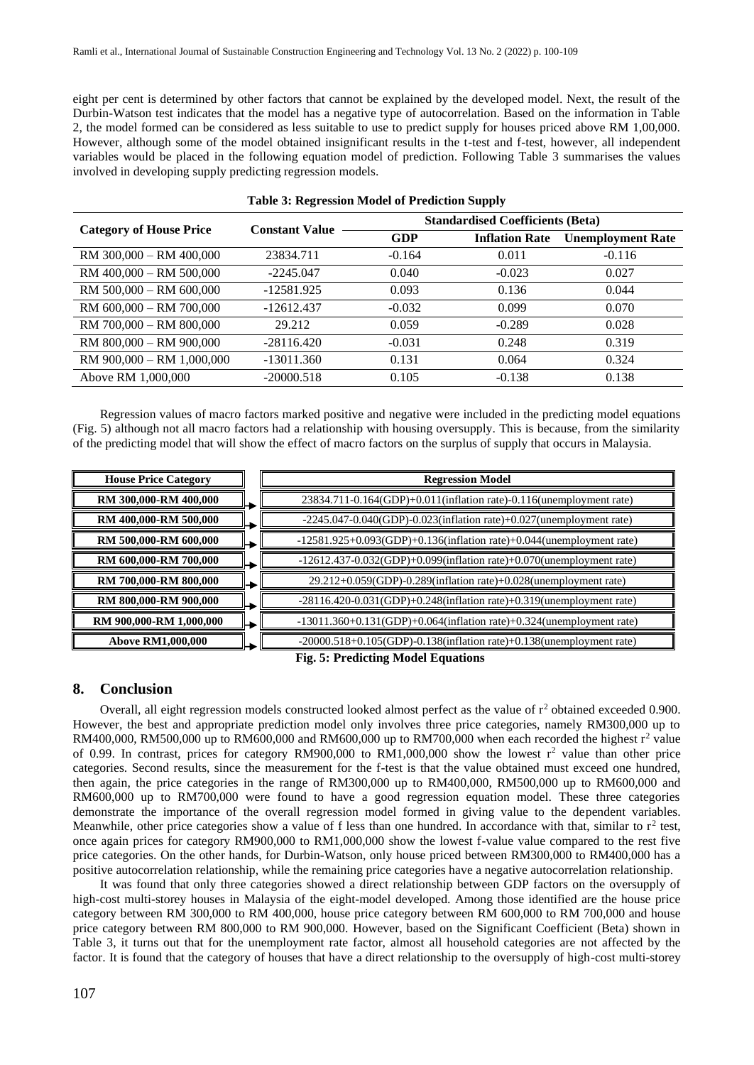eight per cent is determined by other factors that cannot be explained by the developed model. Next, the result of the Durbin-Watson test indicates that the model has a negative type of autocorrelation. Based on the information in Table 2, the model formed can be considered as less suitable to use to predict supply for houses priced above RM 1,00,000. However, although some of the model obtained insignificant results in the t-test and f-test, however, all independent variables would be placed in the following equation model of prediction. Following Table 3 summarises the values involved in developing supply predicting regression models.

**Table 3: Regression Model of Prediction Supply**

| Category of House Price | Constant Value | Standardised Coefficients (Beta) | | |
|---|---|---|---|---|
| | | GDP | Inflation Rate | Unemployment Rate |
| RM 300,000 – RM 400,000 | 23834.711 | -0.164 | 0.011 | -0.116 |
| RM 400,000 – RM 500,000 | -2245.047 | 0.040 | -0.023 | 0.027 |
| RM 500,000 – RM 600,000 | -12581.925 | 0.093 | 0.136 | 0.044 |
| RM 600,000 – RM 700,000 | -12612.437 | -0.032 | 0.099 | 0.070 |
| RM 700,000 – RM 800,000 | 29.212 | 0.059 | -0.289 | 0.028 |
| RM 800,000 – RM 900,000 | -28116.420 | -0.031 | 0.248 | 0.319 |
| RM 900,000 – RM 1,000,000 | -13011.360 | 0.131 | 0.064 | 0.324 |
| Above RM 1,000,000 | -20000.518 | 0.105 | -0.138 | 0.138 |

Regression values of macro factors marked positive and negative were included in the predicting model equations (Fig. 5) although not all macro factors had a relationship with housing oversupply. This is because, from the similarity of the predicting model that will show the effect of macro factors on the surplus of supply that occurs in Malaysia.

| House Price Category | Regression Model |
|---|---|
| RM 300,000-RM 400,000 | 23834.711-0.164(GDP)+0.011(inflation rate)-0.116(unemployment rate) |
| RM 400,000-RM 500,000 | -2245.047-0.040(GDP)-0.023(inflation rate)+0.027(unemployment rate) |
| RM 500,000-RM 600,000 | -12581.925+0.093(GDP)+0.136(inflation rate)+0.044(unemployment rate) |
| RM 600,000-RM 700,000 | -12612.437-0.032(GDP)+0.099(inflation rate)+0.070(unemployment rate) |
| RM 700,000-RM 800,000 | 29.212+0.059(GDP)-0.289(inflation rate)+0.028(unemployment rate) |
| RM 800,000-RM 900,000 | -28116.420-0.031(GDP)+0.248(inflation rate)+0.319(unemployment rate) |
| RM 900,000-RM 1,000,000 | -13011.360+0.131(GDP)+0.064(inflation rate)+0.324(unemployment rate) |
| Above RM1,000,000 | -20000.518+0.105(GDP)-0.138(inflation rate)+0.138(unemployment rate) |

**Fig. 5: Predicting Model Equations**

## 8. Conclusion

Overall, all eight regression models constructed looked almost perfect as the value of $r^2$ obtained exceeded 0.900. However, the best and appropriate prediction model only involves three price categories, namely RM300,000 up to RM400,000, RM500,000 up to RM600,000 and RM600,000 up to RM700,000 when each recorded the highest $r^2$ value of 0.99. In contrast, prices for category RM900,000 to RM1,000,000 show the lowest $r^2$ value than other price categories. Second results, since the measurement for the f-test is that the value obtained must exceed one hundred, then again, the price categories in the range of RM300,000 up to RM400,000, RM500,000 up to RM600,000 and RM600,000 up to RM700,000 were found to have a good regression equation model. These three categories demonstrate the importance of the overall regression model formed in giving value to the dependent variables. Meanwhile, other price categories show a value of f less than one hundred. In accordance with that, similar to $r^2$ test, once again prices for category RM900,000 to RM1,000,000 show the lowest f-value value compared to the rest five price categories. On the other hands, for Durbin-Watson, only house priced between RM300,000 to RM400,000 has a positive autocorrelation relationship, while the remaining price categories have a negative autocorrelation relationship.

It was found that only three categories showed a direct relationship between GDP factors on the oversupply of high-cost multi-storey houses in Malaysia of the eight-model developed. Among those identified are the house price category between RM 300,000 to RM 400,000, house price category between RM 600,000 to RM 700,000 and house price category between RM 800,000 to RM 900,000. However, based on the Significant Coefficient (Beta) shown in Table 3, it turns out that for the unemployment rate factor, almost all household categories are not affected by the factor. It is found that the category of houses that have a direct relationship to the oversupply of high-cost multi-storey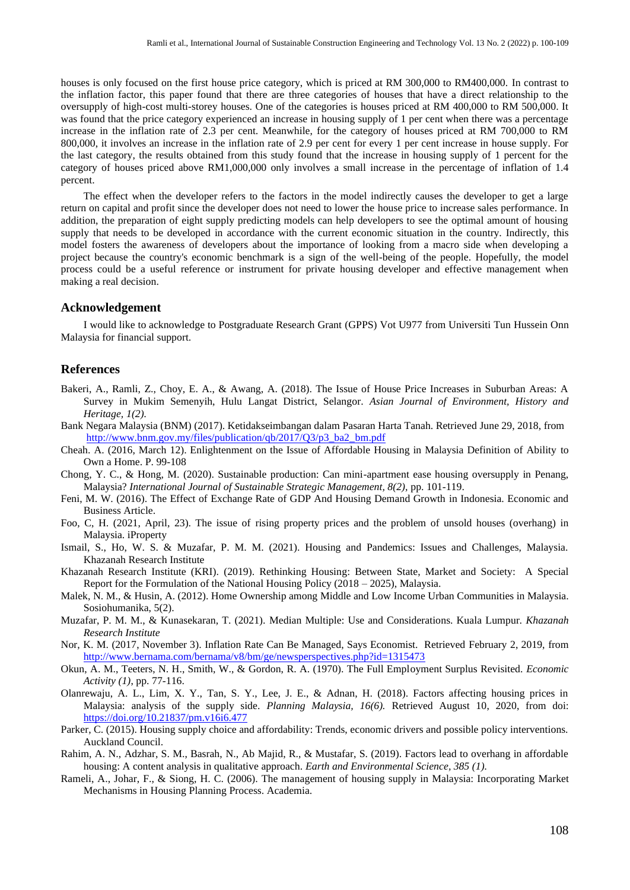houses is only focused on the first house price category, which is priced at RM 300,000 to RM400,000. In contrast to the inflation factor, this paper found that there are three categories of houses that have a direct relationship to the oversupply of high-cost multi-storey houses. One of the categories is houses priced at RM 400,000 to RM 500,000. It was found that the price category experienced an increase in housing supply of 1 per cent when there was a percentage increase in the inflation rate of 2.3 per cent. Meanwhile, for the category of houses priced at RM 700,000 to RM 800,000, it involves an increase in the inflation rate of 2.9 per cent for every 1 per cent increase in house supply. For the last category, the results obtained from this study found that the increase in housing supply of 1 percent for the category of houses priced above RM1,000,000 only involves a small increase in the percentage of inflation of 1.4 percent.

The effect when the developer refers to the factors in the model indirectly causes the developer to get a large return on capital and profit since the developer does not need to lower the house price to increase sales performance. In addition, the preparation of eight supply predicting models can help developers to see the optimal amount of housing supply that needs to be developed in accordance with the current economic situation in the country. Indirectly, this model fosters the awareness of developers about the importance of looking from a macro side when developing a project because the country's economic benchmark is a sign of the well-being of the people. Hopefully, the model process could be a useful reference or instrument for private housing developer and effective management when making a real decision.

## Acknowledgement

I would like to acknowledge to Postgraduate Research Grant (GPPS) Vot U977 from Universiti Tun Hussein Onn Malaysia for financial support.

## References

Bakeri, A., Ramli, Z., Choy, E. A., & Awang, A. (2018). The Issue of House Price Increases in Suburban Areas: A Survey in Mukim Semenyih, Hulu Langat District, Selangor. *Asian Journal of Environment, History and Heritage, 1(2).*

Bank Negara Malaysia (BNM) (2017). Ketidakseimbangan dalam Pasaran Harta Tanah. Retrieved June 29, 2018, from http://www.bnm.gov.my/files/publication/qb/2017/Q3/p3_ba2_bm.pdf

Cheah. A. (2016, March 12). Enlightenment on the Issue of Affordable Housing in Malaysia Definition of Ability to Own a Home. P. 99-108

Chong, Y. C., & Hong, M. (2020). Sustainable production: Can mini-apartment ease housing oversupply in Penang, Malaysia? *International Journal of Sustainable Strategic Management, 8(2),* pp. 101-119.

Feni, M. W. (2016). The Effect of Exchange Rate of GDP And Housing Demand Growth in Indonesia. Economic and Business Article.

Foo, C, H. (2021, April, 23). The issue of rising property prices and the problem of unsold houses (overhang) in Malaysia. iProperty

Ismail, S., Ho, W. S. & Muzafar, P. M. M. (2021). Housing and Pandemics: Issues and Challenges, Malaysia. Khazanah Research Institute

Khazanah Research Institute (KRI). (2019). Rethinking Housing: Between State, Market and Society: A Special Report for the Formulation of the National Housing Policy (2018 – 2025), Malaysia.

Malek, N. M., & Husin, A. (2012). Home Ownership among Middle and Low Income Urban Communities in Malaysia. Sosiohumanika, 5(2).

Muzafar, P. M. M., & Kunasekaran, T. (2021). Median Multiple: Use and Considerations. Kuala Lumpur. *Khazanah Research Institute*

Nor, K. M. (2017, November 3). Inflation Rate Can Be Managed, Says Economist. Retrieved February 2, 2019, from http://www.bernama.com/bernama/v8/bm/ge/newsperspectives.php?id=1315473

Okun, A. M., Teeters, N. H., Smith, W., & Gordon, R. A. (1970). The Full Employment Surplus Revisited. *Economic Activity (1),* pp. 77-116.

Olanrewaju, A. L., Lim, X. Y., Tan, S. Y., Lee, J. E., & Adnan, H. (2018). Factors affecting housing prices in Malaysia: analysis of the supply side. *Planning Malaysia, 16(6).* Retrieved August 10, 2020, from doi: https://doi.org/10.21837/pm.v16i6.477

Parker, C. (2015). Housing supply choice and affordability: Trends, economic drivers and possible policy interventions. Auckland Council.

Rahim, A. N., Adzhar, S. M., Basrah, N., Ab Majid, R., & Mustafar, S. (2019). Factors lead to overhang in affordable housing: A content analysis in qualitative approach. *Earth and Environmental Science, 385 (1).*

Rameli, A., Johar, F., & Siong, H. C. (2006). The management of housing supply in Malaysia: Incorporating Market Mechanisms in Housing Planning Process. Academia.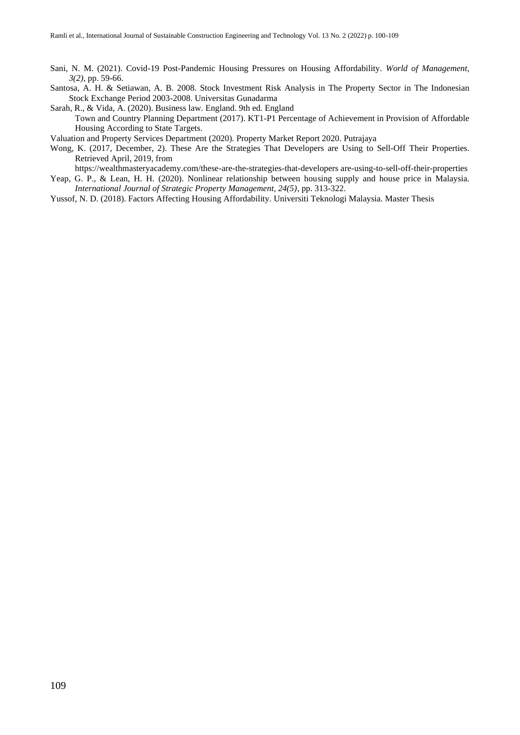Sani, N. M. (2021). Covid-19 Post-Pandemic Housing Pressures on Housing Affordability. *World of Management, 3(2)*, pp. 59-66.

Santosa, A. H. & Setiawan, A. B. 2008. Stock Investment Risk Analysis in The Property Sector in The Indonesian Stock Exchange Period 2003-2008. Universitas Gunadarma

Sarah, R., & Vida, A. (2020). Business law. England. 9th ed. England

Town and Country Planning Department (2017). KT1-P1 Percentage of Achievement in Provision of Affordable Housing According to State Targets.

Valuation and Property Services Department (2020). Property Market Report 2020. Putrajaya

Wong, K. (2017, December, 2). These Are the Strategies That Developers are Using to Sell-Off Their Properties. Retrieved April, 2019, from https://wealthmasteryacademy.com/these-are-the-strategies-that-developers are-using-to-sell-off-their-properties

Yeap, G. P., & Lean, H. H. (2020). Nonlinear relationship between housing supply and house price in Malaysia. *International Journal of Strategic Property Management, 24(5)*, pp. 313-322.

Yussof, N. D. (2018). Factors Affecting Housing Affordability. Universiti Teknologi Malaysia. Master Thesis